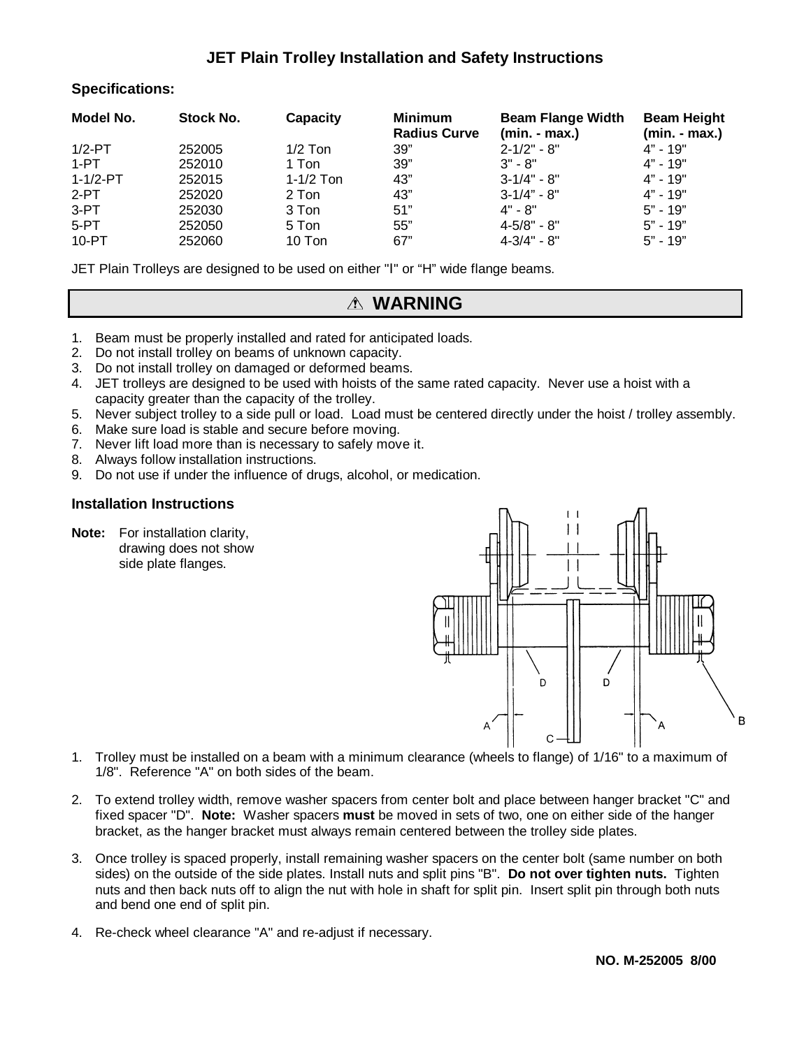# JET Plain Trolley Installation and Safety Instructions

## Specifications:

| Model No. | Stock No. | Capacity | Minimum Radius Curve | Beam Flange Width (min. - max.) | Beam Height (min. - max.) |
|---|---|---|---|---|---|
| 1/2-PT | 252005 | 1/2 Ton | 39" | 2-1/2" - 8" | 4" - 19" |
| 1-PT | 252010 | 1 Ton | 39" | 3" - 8" | 4" - 19" |
| 1-1/2-PT | 252015 | 1-1/2 Ton | 43" | 3-1/4" - 8" | 4" - 19" |
| 2-PT | 252020 | 2 Ton | 43" | 3-1/4" - 8" | 4" - 19" |
| 3-PT | 252030 | 3 Ton | 51" | 4" - 8" | 5" - 19" |
| 5-PT | 252050 | 5 Ton | 55" | 4-5/8" - 8" | 5" - 19" |
| 10-PT | 252060 | 10 Ton | 67" | 4-3/4" - 8" | 5" - 19" |

JET Plain Trolleys are designed to be used on either "I" or "H" wide flange beams.

## ⚠ WARNING

1. Beam must be properly installed and rated for anticipated loads.
2. Do not install trolley on beams of unknown capacity.
3. Do not install trolley on damaged or deformed beams.
4. JET trolleys are designed to be used with hoists of the same rated capacity. Never use a hoist with a capacity greater than the capacity of the trolley.
5. Never subject trolley to a side pull or load. Load must be centered directly under the hoist / trolley assembly.
6. Make sure load is stable and secure before moving.
7. Never lift load more than is necessary to safely move it.
8. Always follow installation instructions.
9. Do not use if under the influence of drugs, alcohol, or medication.

### Installation Instructions

**Note:** For installation clarity, drawing does not show side plate flanges.

1. Trolley must be installed on a beam with a minimum clearance (wheels to flange) of 1/16" to a maximum of 1/8". Reference "A" on both sides of the beam.

2. To extend trolley width, remove washer spacers from center bolt and place between hanger bracket "C" and fixed spacer "D". **Note:** Washer spacers **must** be moved in sets of two, one on either side of the hanger bracket, as the hanger bracket must always remain centered between the trolley side plates.

3. Once trolley is spaced properly, install remaining washer spacers on the center bolt (same number on both sides) on the outside of the side plates. Install nuts and split pins "B". **Do not over tighten nuts.** Tighten nuts and then back nuts off to align the nut with hole in shaft for split pin. Insert split pin through both nuts and bend one end of split pin.

4. Re-check wheel clearance "A" and re-adjust if necessary.

**NO. M-252005 8/00**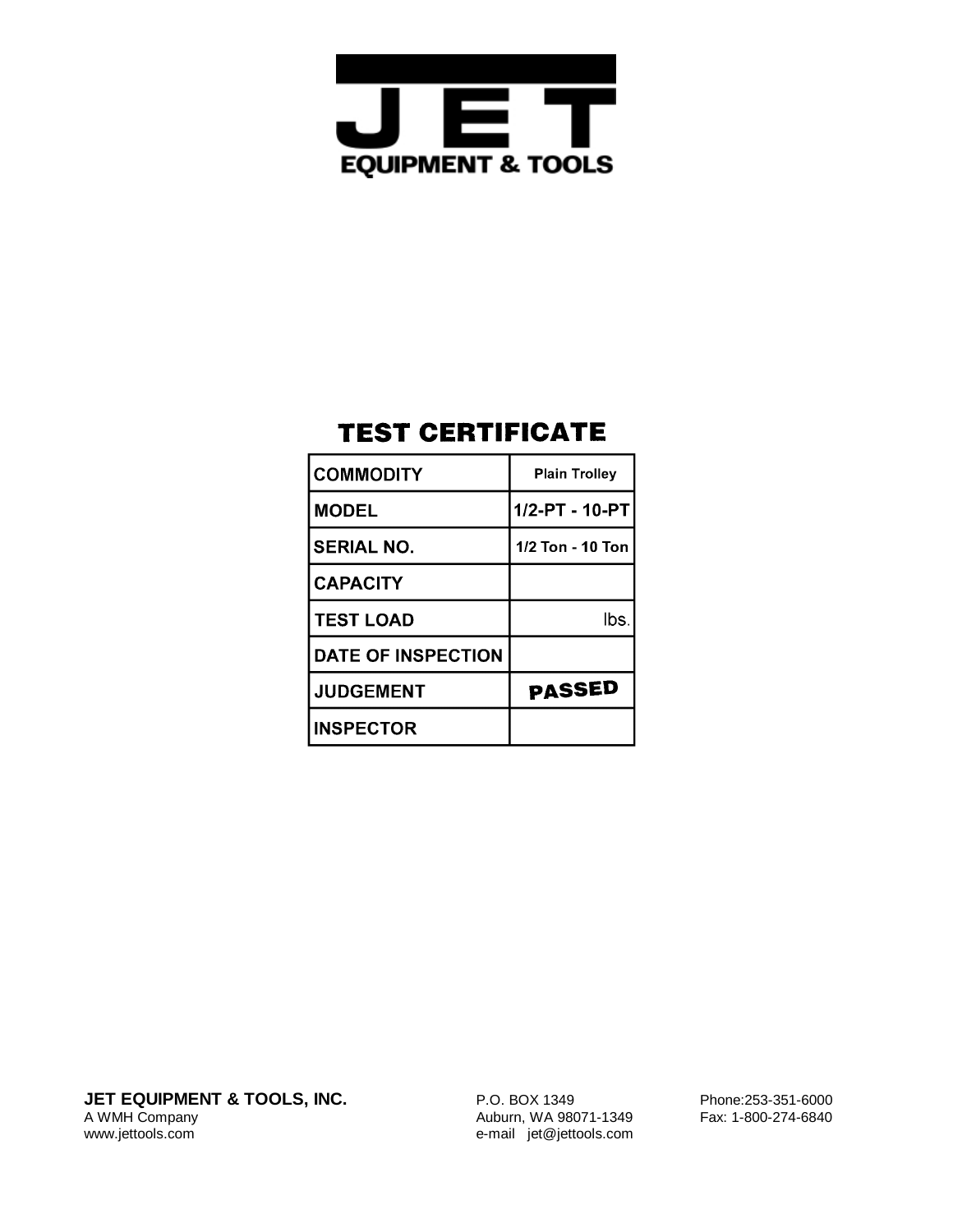JET

EQUIPMENT & TOOLS

# TEST CERTIFICATE

| | |
|---|---|
| COMMODITY | Plain Trolley |
| MODEL | 1/2-PT - 10-PT |
| SERIAL NO. | 1/2 Ton - 10 Ton |
| CAPACITY | |
| TEST LOAD | lbs. |
| DATE OF INSPECTION | |
| JUDGEMENT | PASSED |
| INSPECTOR | |

**JET EQUIPMENT & TOOLS, INC.**
A WMH Company
www.jettools.com

P.O. BOX 1349
Auburn, WA 98071-1349
e-mail jet@jettools.com

Phone:253-351-6000
Fax: 1-800-274-6840